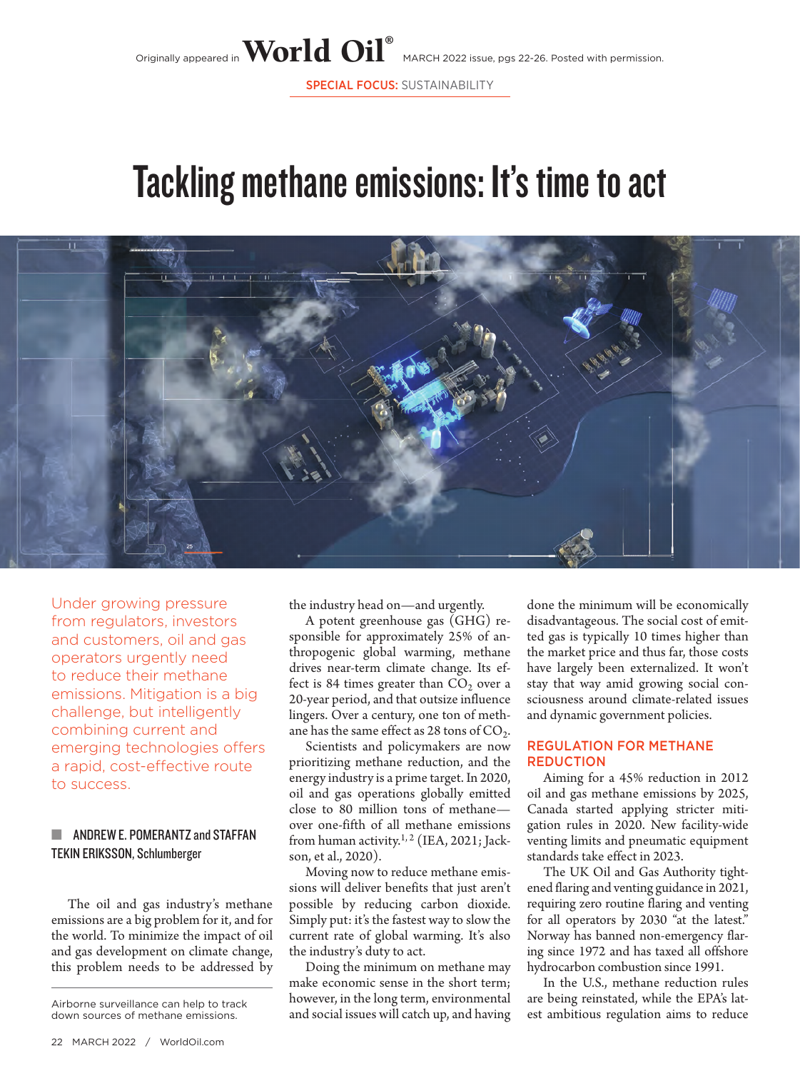Originally appeared in World Oil® MARCH 2022 issue, pgs 22-26. Posted with permission.

SPECIAL FOCUS: SUSTAINABILITY

# Tackling methane emissions: It's time to act

Airborne surveillance can help to track down sources of methane emissions.

Under growing pressure from regulators, investors and customers, oil and gas operators urgently need to reduce their methane emissions. Mitigation is a big challenge, but intelligently combining current and emerging technologies offers a rapid, cost-effective route to success.

**ANDREW E. POMERANTZ and STAFFAN TEKIN ERIKSSON, Schlumberger**

The oil and gas industry's methane emissions are a big problem for it, and for the world. To minimize the impact of oil and gas development on climate change, this problem needs to be addressed by the industry head on—and urgently.

A potent greenhouse gas (GHG) responsible for approximately 25% of anthropogenic global warming, methane drives near-term climate change. Its effect is 84 times greater than $CO_2$ over a 20-year period, and that outsize influence lingers. Over a century, one ton of methane has the same effect as 28 tons of $CO_2$.

Scientists and policymakers are now prioritizing methane reduction, and the energy industry is a prime target. In 2020, oil and gas operations globally emitted close to 80 million tons of methane—over one-fifth of all methane emissions from human activity.[1,2] (IEA, 2021; Jackson, et al., 2020).

Moving now to reduce methane emissions will deliver benefits that just aren't possible by reducing carbon dioxide. Simply put: it's the fastest way to slow the current rate of global warming. It's also the industry's duty to act.

Doing the minimum on methane may make economic sense in the short term; however, in the long term, environmental and social issues will catch up, and having done the minimum will be economically disadvantageous. The social cost of emitted gas is typically 10 times higher than the market price and thus far, those costs have largely been externalized. It won't stay that way amid growing social consciousness around climate-related issues and dynamic government policies.

## REGULATION FOR METHANE REDUCTION

Aiming for a 45% reduction in 2012 oil and gas methane emissions by 2025, Canada started applying stricter mitigation rules in 2020. New facility-wide venting limits and pneumatic equipment standards take effect in 2023.

The UK Oil and Gas Authority tightened flaring and venting guidance in 2021, requiring zero routine flaring and venting for all operators by 2030 "at the latest." Norway has banned non-emergency flaring since 1972 and has taxed all offshore hydrocarbon combustion since 1991.

In the U.S., methane reduction rules are being reinstated, while the EPA's latest ambitious regulation aims to reduce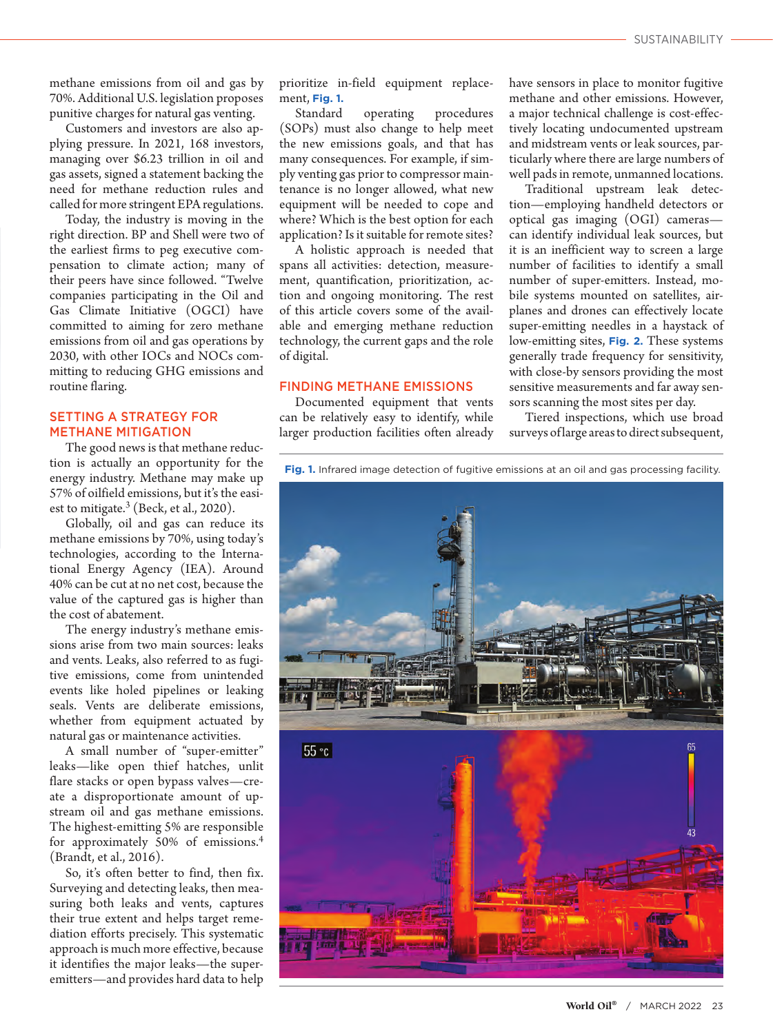methane emissions from oil and gas by 70%. Additional U.S. legislation proposes punitive charges for natural gas venting.

Customers and investors are also applying pressure. In 2021, 168 investors, managing over $6.23 trillion in oil and gas assets, signed a statement backing the need for methane reduction rules and called for more stringent EPA regulations.

Today, the industry is moving in the right direction. BP and Shell were two of the earliest firms to peg executive compensation to climate action; many of their peers have since followed. "Twelve companies participating in the Oil and Gas Climate Initiative (OGCI) have committed to aiming for zero methane emissions from oil and gas operations by 2030, with other IOCs and NOCs committing to reducing GHG emissions and routine flaring.

## SETTING A STRATEGY FOR METHANE MITIGATION

The good news is that methane reduction is actually an opportunity for the energy industry. Methane may make up 57% of oilfield emissions, but it's the easiest to mitigate.[3] (Beck, et al., 2020).

Globally, oil and gas can reduce its methane emissions by 70%, using today's technologies, according to the International Energy Agency (IEA). Around 40% can be cut at no net cost, because the value of the captured gas is higher than the cost of abatement.

The energy industry's methane emissions arise from two main sources: leaks and vents. Leaks, also referred to as fugitive emissions, come from unintended events like holed pipelines or leaking seals. Vents are deliberate emissions, whether from equipment actuated by natural gas or maintenance activities.

A small number of "super-emitter" leaks—like open thief hatches, unlit flare stacks or open bypass valves—create a disproportionate amount of upstream oil and gas methane emissions. The highest-emitting 5% are responsible for approximately 50% of emissions.[4] (Brandt, et al., 2016).

So, it's often better to find, then fix. Surveying and detecting leaks, then measuring both leaks and vents, captures their true extent and helps target remediation efforts precisely. This systematic approach is much more effective, because it identifies the major leaks—the super-emitters—and provides hard data to help prioritize in-field equipment replacement, **Fig. 1.**

Standard operating procedures (SOPs) must also change to help meet the new emissions goals, and that has many consequences. For example, if simply venting gas prior to compressor maintenance is no longer allowed, what new equipment will be needed to cope and where? Which is the best option for each application? Is it suitable for remote sites?

A holistic approach is needed that spans all activities: detection, measurement, quantification, prioritization, action and ongoing monitoring. The rest of this article covers some of the available and emerging methane reduction technology, the current gaps and the role of digital.

## FINDING METHANE EMISSIONS

Documented equipment that vents can be relatively easy to identify, while larger production facilities often already have sensors in place to monitor fugitive methane and other emissions. However, a major technical challenge is cost-effectively locating undocumented upstream and midstream vents or leak sources, particularly where there are large numbers of well pads in remote, unmanned locations.

Traditional upstream leak detection—employing handheld detectors or optical gas imaging (OGI) cameras—can identify individual leak sources, but it is an inefficient way to screen a large number of facilities to identify a small number of super-emitters. Instead, mobile systems mounted on satellites, airplanes and drones can effectively locate super-emitting needles in a haystack of low-emitting sites, **Fig. 2.** These systems generally trade frequency for sensitivity, with close-by sensors providing the most sensitive measurements and far away sensors scanning the most sites per day.

Tiered inspections, which use broad surveys of large areas to direct subsequent,

**Fig. 1.** Infrared image detection of fugitive emissions at an oil and gas processing facility.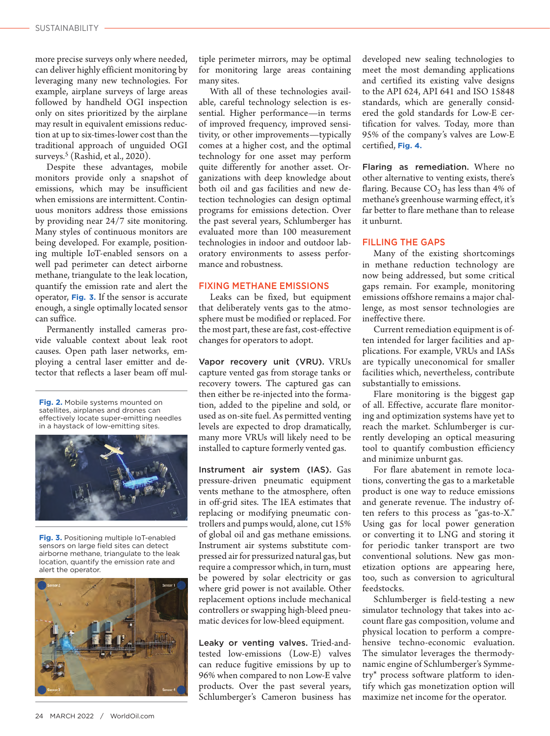more precise surveys only where needed, can deliver highly efficient monitoring by leveraging many new technologies. For example, airplane surveys of large areas followed by handheld OGI inspection only on sites prioritized by the airplane may result in equivalent emissions reduction at up to six-times-lower cost than the traditional approach of unguided OGI surveys.[5] (Rashid, et al., 2020).

Despite these advantages, mobile monitors provide only a snapshot of emissions, which may be insufficient when emissions are intermittent. Continuous monitors address those emissions by providing near 24/7 site monitoring. Many styles of continuous monitors are being developed. For example, positioning multiple IoT-enabled sensors on a well pad perimeter can detect airborne methane, triangulate to the leak location, quantify the emission rate and alert the operator, **Fig. 3.** If the sensor is accurate enough, a single optimally located sensor can suffice.

Permanently installed cameras provide valuable context about leak root causes. Open path laser networks, employing a central laser emitter and detector that reflects a laser beam off multiple perimeter mirrors, may be optimal for monitoring large areas containing many sites.

With all of these technologies available, careful technology selection is essential. Higher performance—in terms of improved frequency, improved sensitivity, or other improvements—typically comes at a higher cost, and the optimal technology for one asset may perform quite differently for another asset. Organizations with deep knowledge about both oil and gas facilities and new detection technologies can design optimal programs for emissions detection. Over the past several years, Schlumberger has evaluated more than 100 measurement technologies in indoor and outdoor laboratory environments to assess performance and robustness.

**Fig. 2.** Mobile systems mounted on satellites, airplanes and drones can effectively locate super-emitting needles in a haystack of low-emitting sites.

**Fig. 3.** Positioning multiple IoT-enabled sensors on large field sites can detect airborne methane, triangulate to the leak location, quantify the emission rate and alert the operator.

## FIXING METHANE EMISSIONS

Leaks can be fixed, but equipment that deliberately vents gas to the atmosphere must be modified or replaced. For the most part, these are fast, cost-effective changes for operators to adopt.

**Vapor recovery unit (VRU).** VRUs capture vented gas from storage tanks or recovery towers. The captured gas can then either be re-injected into the formation, added to the pipeline and sold, or used as on-site fuel. As permitted venting levels are expected to drop dramatically, many more VRUs will likely need to be installed to capture formerly vented gas.

**Instrument air system (IAS).** Gas pressure-driven pneumatic equipment vents methane to the atmosphere, often in off-grid sites. The IEA estimates that replacing or modifying pneumatic controllers and pumps would, alone, cut 15% of global oil and gas methane emissions. Instrument air systems substitute compressed air for pressurized natural gas, but require a compressor which, in turn, must be powered by solar electricity or gas where grid power is not available. Other replacement options include mechanical controllers or swapping high-bleed pneumatic devices for low-bleed equipment.

**Leaky or venting valves.** Tried-and-tested low-emissions (Low-E) valves can reduce fugitive emissions by up to 96% when compared to non Low-E valve products. Over the past several years, Schlumberger's Cameron business has developed new sealing technologies to meet the most demanding applications and certified its existing valve designs to the API 624, API 641 and ISO 15848 standards, which are generally considered the gold standards for Low-E certification for valves. Today, more than 95% of the company's valves are Low-E certified, **Fig. 4.**

**Flaring as remediation.** Where no other alternative to venting exists, there's flaring. Because $CO_2$ has less than 4% of methane's greenhouse warming effect, it's far better to flare methane than to release it unburnt.

## FILLING THE GAPS

Many of the existing shortcomings in methane reduction technology are now being addressed, but some critical gaps remain. For example, monitoring emissions offshore remains a major challenge, as most sensor technologies are ineffective there.

Current remediation equipment is often intended for larger facilities and applications. For example, VRUs and IASs are typically uneconomical for smaller facilities which, nevertheless, contribute substantially to emissions.

Flare monitoring is the biggest gap of all. Effective, accurate flare monitoring and optimization systems have yet to reach the market. Schlumberger is currently developing an optical measuring tool to quantify combustion efficiency and minimize unburnt gas.

For flare abatement in remote locations, converting the gas to a marketable product is one way to reduce emissions and generate revenue. The industry often refers to this process as "gas-to-X." Using gas for local power generation or converting it to LNG and storing it for periodic tanker transport are two conventional solutions. New gas monetization options are appearing here, too, such as conversion to agricultural feedstocks.

Schlumberger is field-testing a new simulator technology that takes into account flare gas composition, volume and physical location to perform a comprehensive techno-economic evaluation. The simulator leverages the thermodynamic engine of Schlumberger's Symmetry* process software platform to identify which gas monetization option will maximize net income for the operator.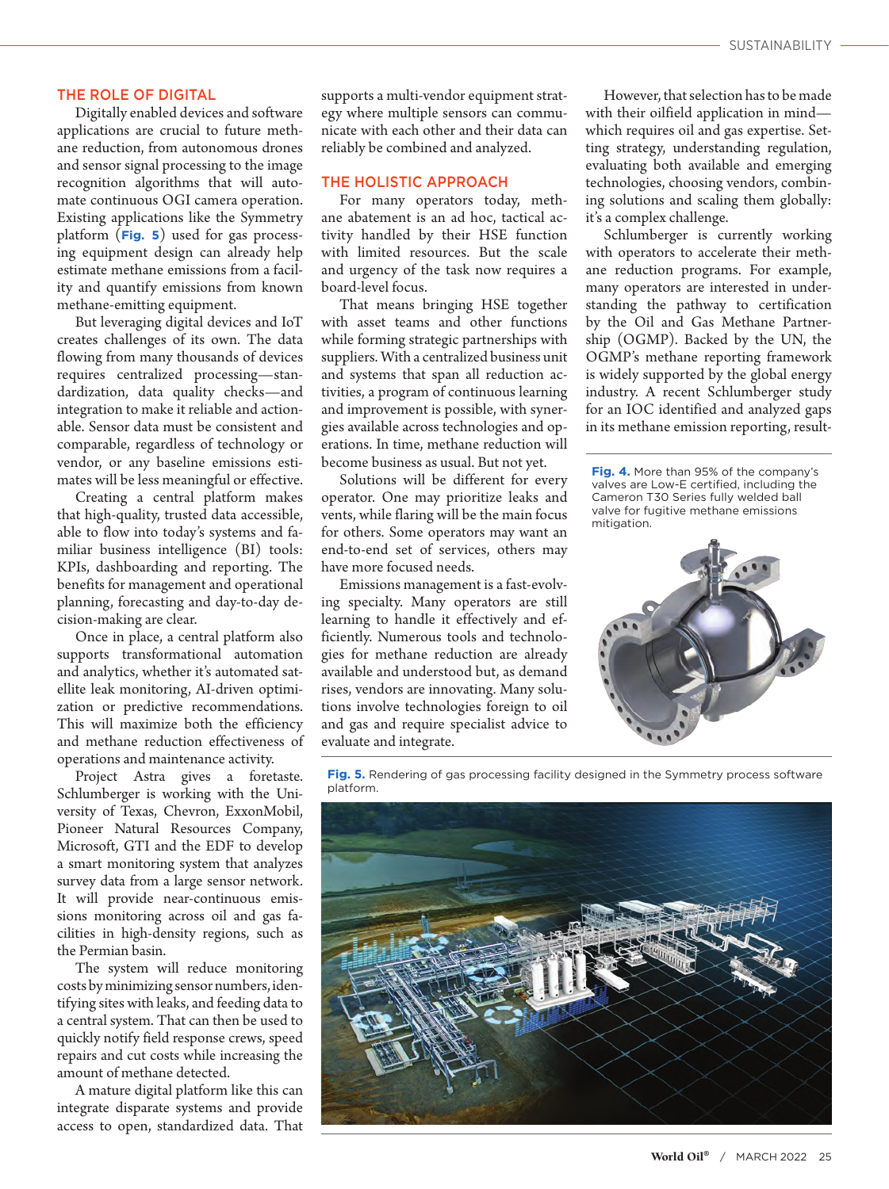## THE ROLE OF DIGITAL

Digitally enabled devices and software applications are crucial to future methane reduction, from autonomous drones and sensor signal processing to the image recognition algorithms that will automate continuous OGI camera operation. Existing applications like the Symmetry platform (**Fig. 5**) used for gas processing equipment design can already help estimate methane emissions from a facility and quantify emissions from known methane-emitting equipment.

But leveraging digital devices and IoT creates challenges of its own. The data flowing from many thousands of devices requires centralized processing—standardization, data quality checks—and integration to make it reliable and actionable. Sensor data must be consistent and comparable, regardless of technology or vendor, or any baseline emissions estimates will be less meaningful or effective.

Creating a central platform makes that high-quality, trusted data accessible, able to flow into today's systems and familiar business intelligence (BI) tools: KPIs, dashboarding and reporting. The benefits for management and operational planning, forecasting and day-to-day decision-making are clear.

Once in place, a central platform also supports transformational automation and analysis, whether it's automated satellite leak monitoring, AI-driven optimization or predictive recommendations. This will maximize both the efficiency and methane reduction effectiveness of operations and maintenance activity.

Project Astra gives a foretaste. Schlumberger is working with the University of Texas, Chevron, ExxonMobil, Pioneer Natural Resources Company, Microsoft, GTI and the EDF to develop a smart monitoring system that analyzes survey data from a large sensor network. It will provide near-continuous emissions monitoring across oil and gas facilities in high-density regions, such as the Permian basin.

The system will reduce monitoring costs by minimizing sensor numbers, identifying sites with leaks, and feeding data to a central system. That can then be used to quickly notify field response crews, speed repairs and cut costs while increasing the amount of methane detected.

A mature digital platform like this can integrate disparate systems and provide access to open, standardized data. That supports a multi-vendor equipment strategy where multiple sensors can communicate with each other and their data can reliably be combined and analyzed.

## THE HOLISTIC APPROACH

For many operators today, methane abatement is an ad hoc, tactical activity handled by their HSE function with limited resources. But the scale and urgency of the task now requires a board-level focus.

That means bringing HSE together with asset teams and other functions while forming strategic partnerships with suppliers. With a centralized business unit and systems that span all reduction activities, a program of continuous learning and improvement is possible, with synergies available across technologies and operations. In time, methane reduction will become business as usual. But not yet.

Solutions will be different for every operator. One may prioritize leaks and vents, while flaring will be the main focus for others. Some operators may want an end-to-end set of services, others may have more focused needs.

Emissions management is a fast-evolving specialty. Many operators are still learning to handle it effectively and efficiently. Numerous tools and technologies for methane reduction are already available and understood but, as demand rises, vendors are innovating. Many solutions involve technologies foreign to oil and gas and require specialist advice to evaluate and integrate.

However, that selection has to be made with their oilfield application in mind—which requires oil and gas expertise. Setting strategy, understanding regulation, evaluating both available and emerging technologies, choosing vendors, combining solutions and scaling them globally: it's a complex challenge.

Schlumberger is currently working with operators to accelerate their methane reduction programs. For example, many operators are interested in understanding the pathway to certification by the Oil and Gas Methane Partnership (OGMP). Backed by the UN, the OGMP's methane reporting framework is widely supported by the global energy industry. A recent Schlumberger study for an IOC identified and analyzed gaps in its methane emission reporting, result-

**Fig. 4.** More than 95% of the company's valves are Low-E certified, including the Cameron T30 Series fully welded ball valve for fugitive methane emissions mitigation.

**Fig. 5.** Rendering of gas processing facility designed in the Symmetry process software platform.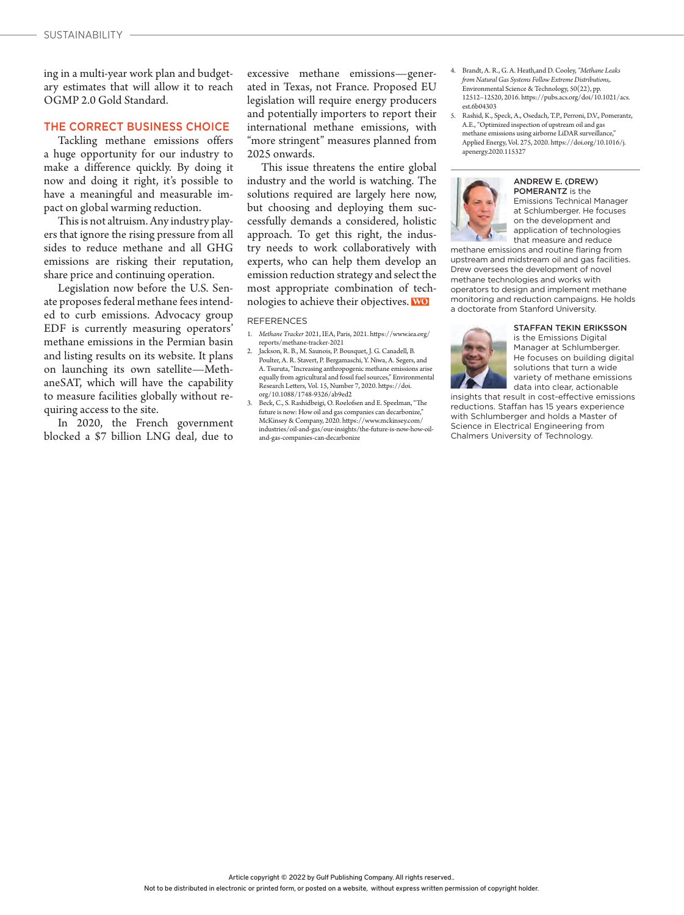ing in a multi-year work plan and budgetary estimates that will allow it to reach OGMP 2.0 Gold Standard.

## THE CORRECT BUSINESS CHOICE

Tackling methane emissions offers a huge opportunity for our industry to make a difference quickly. By doing it now and doing it right, it's possible to have a meaningful and measurable impact on global warming reduction.

This is not altruism. Any industry players that ignore the rising pressure from all sides to reduce methane and all GHG emissions are risking their reputation, share price and continuing operation.

Legislation now before the U.S. Senate proposes federal methane fees intended to curb emissions. Advocacy group EDF is currently measuring operators' methane emissions in the Permian basin and listing results on its website. It plans on launching its own satellite—MethaneSAT, which will have the capability to measure facilities globally without requiring access to the site.

In 2020, the French government blocked a $7 billion LNG deal, due to excessive methane emissions—generated in Texas, not France. Proposed EU legislation will require energy producers and potentially importers to report their international methane emissions, with "more stringent" measures planned from 2025 onwards.

This issue threatens the entire global industry and the world is watching. The solutions required are largely here now, but choosing and deploying them successfully demands a considered, holistic approach. To get this right, the industry needs to work collaboratively with experts, who can help them develop an emission reduction strategy and select the most appropriate combination of technologies to achieve their objectives. WO

## REFERENCES

1. *Methane Tracker* 2021, IEA, Paris, 2021. https://www.iea.org/reports/methane-tracker-2021
2. Jackson, R. B., M. Saunois, P. Bousquet, J. G. Canadell, B. Poulter, A. R. Stavert, P. Bergamaschi, Y. Niwa, A. Segers, and A. Tsuruta, "Increasing anthropogenic methane emissions arise equally from agricultural and fossil fuel sources," Environmental Research Letters, Vol. 15, Number 7, 2020. https://doi.org/10.1088/1748-9326/ab9ed2
3. Beck, C., S. Rashidbeigi, O. Roelofsen and E. Speelman, "The future is now: How oil and gas companies can decarbonize," McKinsey & Company, 2020. https://www.mckinsey.com/industries/oil-and-gas/our-insights/the-future-is-now-how-oil-and-gas-companies-can-decarbonize
4. Brandt, A. R., G. A. Heath,and D. Cooley, *"Methane Leaks from Natural Gas Systems Follow Extreme Distributions*,. Environmental Science & Technology, 50(22), pp. 12512–12520, 2016. https://pubs.acs.org/doi/10.1021/acs.est.6b04303
5. Rashid, K., Speck, A., Osedach, T.P., Perroni, D.V., Pomerantz, A.E., "Optimized inspection of upstream oil and gas methane emissions using airborne LiDAR surveillance," Applied Energy, Vol. 275, 2020. https://doi.org/10.1016/j.apenergy.2020.115327

**ANDREW E. (DREW) POMERANTZ** is the Emissions Technical Manager at Schlumberger. He focuses on the development and application of technologies that measure and reduce methane emissions and routine flaring from upstream and midstream oil and gas facilities. Drew oversees the development of novel methane technologies and works with operators to design and implement methane monitoring and reduction campaigns. He holds a doctorate from Stanford University.

**STAFFAN TEKIN ERIKSSON** is the Emissions Digital Manager at Schlumberger. He focuses on building digital solutions that turn a wide variety of methane emissions data into clear, actionable insights that result in cost-effective emissions reductions. Staffan has 15 years experience with Schlumberger and holds a Master of Science in Electrical Engineering from Chalmers University of Technology.